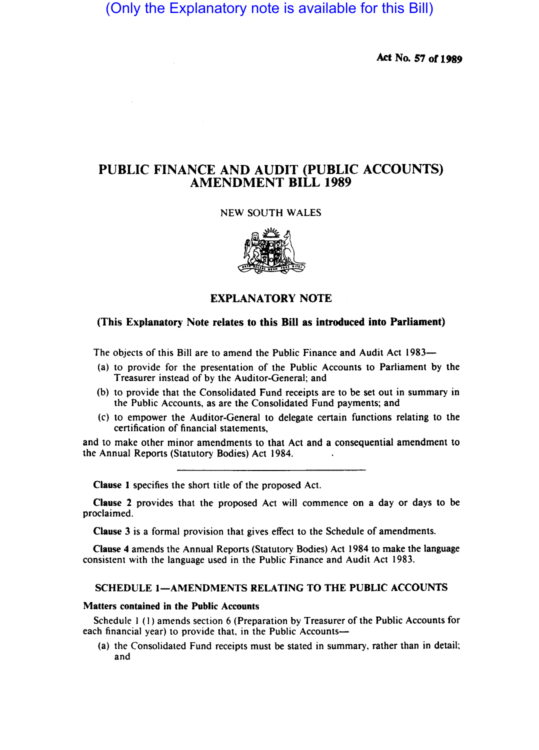(Only the Explanatory note is available for this Bill)

Act No. 57 of 1989

# PUBLIC FINANCE AND AUDIT (PUBLIC ACCOUNTS) AMENDMENT BILL 1989

NEW SOUTH WALES

## EXPLANATORY NOTE

**(This Explanatory Note relates to this Bill as introduced into Parliament)**

The objects of this Bill are to amend the Public Finance and Audit Act 1983—

(a) to provide for the presentation of the Public Accounts to Parliament by the Treasurer instead of by the Auditor-General; and

(b) to provide that the Consolidated Fund receipts are to be set out in summary in the Public Accounts, as are the Consolidated Fund payments; and

(c) to empower the Auditor-General to delegate certain functions relating to the certification of financial statements,

and to make other minor amendments to that Act and a consequential amendment to the Annual Reports (Statutory Bodies) Act 1984.

**Clause 1** specifies the short title of the proposed Act.

**Clause 2** provides that the proposed Act will commence on a day or days to be proclaimed.

**Clause 3** is a formal provision that gives effect to the Schedule of amendments.

**Clause 4** amends the Annual Reports (Statutory Bodies) Act 1984 to make the language consistent with the language used in the Public Finance and Audit Act 1983.

### SCHEDULE 1—AMENDMENTS RELATING TO THE PUBLIC ACCOUNTS

**Matters contained in the Public Accounts**

Schedule 1 (1) amends section 6 (Preparation by Treasurer of the Public Accounts for each financial year) to provide that, in the Public Accounts—

(a) the Consolidated Fund receipts must be stated in summary, rather than in detail; and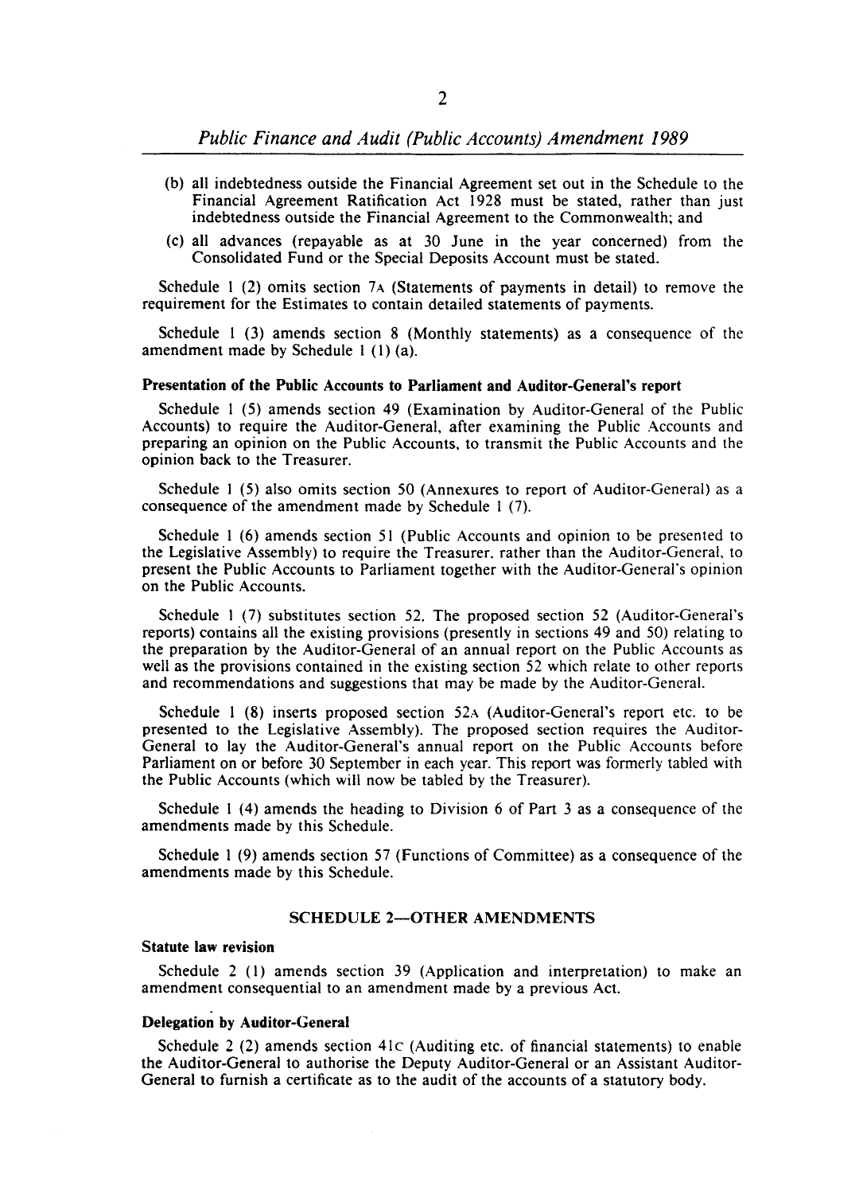(b) all indebtedness outside the Financial Agreement set out in the Schedule to the Financial Agreement Ratification Act 1928 must be stated, rather than just indebtedness outside the Financial Agreement to the Commonwealth; and

(c) all advances (repayable as at 30 June in the year concerned) from the Consolidated Fund or the Special Deposits Account must be stated.

Schedule 1 (2) omits section 7A (Statements of payments in detail) to remove the requirement for the Estimates to contain detailed statements of payments.

Schedule 1 (3) amends section 8 (Monthly statements) as a consequence of the amendment made by Schedule 1 (1) (a).

**Presentation of the Public Accounts to Parliament and Auditor-General's report**

Schedule 1 (5) amends section 49 (Examination by Auditor-General of the Public Accounts) to require the Auditor-General, after examining the Public Accounts and preparing an opinion on the Public Accounts, to transmit the Public Accounts and the opinion back to the Treasurer.

Schedule 1 (5) also omits section 50 (Annexures to report of Auditor-General) as a consequence of the amendment made by Schedule 1 (7).

Schedule 1 (6) amends section 51 (Public Accounts and opinion to be presented to the Legislative Assembly) to require the Treasurer, rather than the Auditor-General, to present the Public Accounts to Parliament together with the Auditor-General's opinion on the Public Accounts.

Schedule 1 (7) substitutes section 52. The proposed section 52 (Auditor-General's reports) contains all the existing provisions (presently in sections 49 and 50) relating to the preparation by the Auditor-General of an annual report on the Public Accounts as well as the provisions contained in the existing section 52 which relate to other reports and recommendations and suggestions that may be made by the Auditor-General.

Schedule 1 (8) inserts proposed section 52A (Auditor-General's report etc. to be presented to the Legislative Assembly). The proposed section requires the Auditor-General to lay the Auditor-General's annual report on the Public Accounts before Parliament on or before 30 September in each year. This report was formerly tabled with the Public Accounts (which will now be tabled by the Treasurer).

Schedule 1 (4) amends the heading to Division 6 of Part 3 as a consequence of the amendments made by this Schedule.

Schedule 1 (9) amends section 57 (Functions of Committee) as a consequence of the amendments made by this Schedule.

## SCHEDULE 2—OTHER AMENDMENTS

**Statute law revision**

Schedule 2 (1) amends section 39 (Application and interpretation) to make an amendment consequential to an amendment made by a previous Act.

**Delegation by Auditor-General**

Schedule 2 (2) amends section 41C (Auditing etc. of financial statements) to enable the Auditor-General to authorise the Deputy Auditor-General or an Assistant Auditor-General to furnish a certificate as to the audit of the accounts of a statutory body.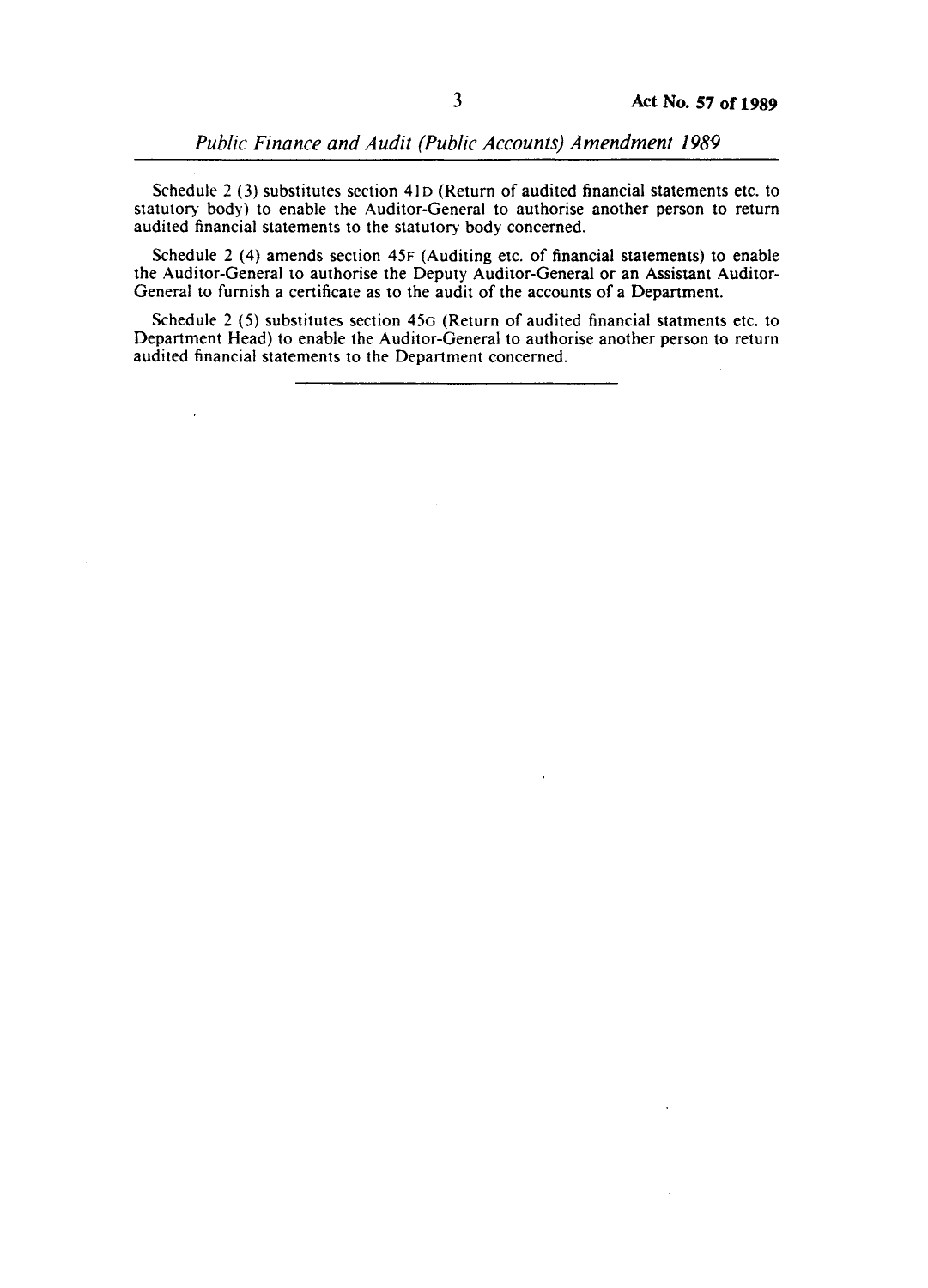Schedule 2 (3) substitutes section 41D (Return of audited financial statements etc. to statutory body) to enable the Auditor-General to authorise another person to return audited financial statements to the statutory body concerned.

Schedule 2 (4) amends section 45F (Auditing etc. of financial statements) to enable the Auditor-General to authorise the Deputy Auditor-General or an Assistant Auditor-General to furnish a certificate as to the audit of the accounts of a Department.

Schedule 2 (5) substitutes section 45G (Return of audited financial statments etc. to Department Head) to enable the Auditor-General to authorise another person to return audited financial statements to the Department concerned.